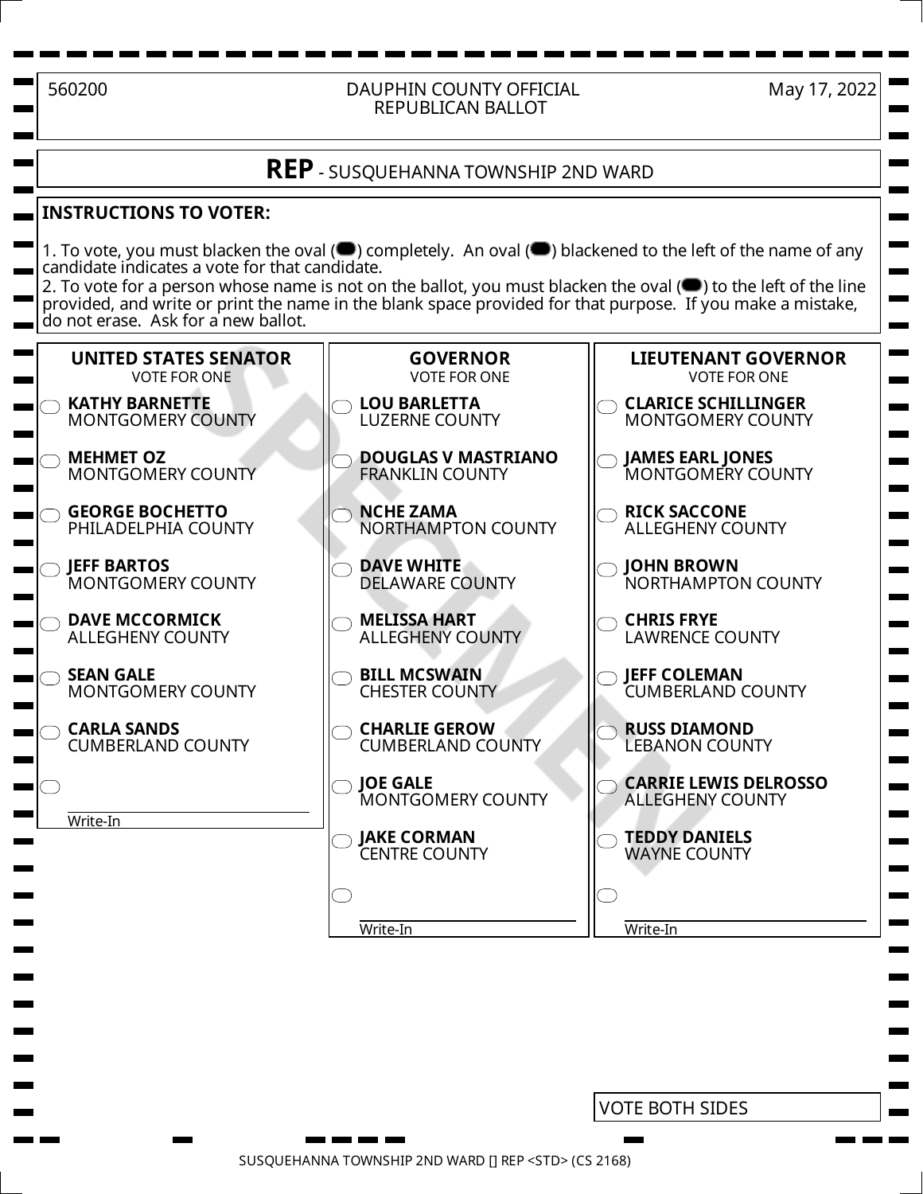560200

# DAUPHIN COUNTY OFFICIAL REPUBLICAN BALLOT

May 17, 2022

## **REP** - SUSQUEHANNA TOWNSHIP 2ND WARD

**INSTRUCTIONS TO VOTER:**

1. To vote, you must blacken the oval ( ) completely. An oval ( ) blackened to the left of the name of any candidate indicates a vote for that candidate.
2. To vote for a person whose name is not on the ballot, you must blacken the oval ( ) to the left of the line provided, and write or print the name in the blank space provided for that purpose. If you make a mistake, do not erase. Ask for a new ballot.

### UNITED STATES SENATOR
VOTE FOR ONE

- **KATHY BARNETTE** MONTGOMERY COUNTY
- **MEHMET OZ** MONTGOMERY COUNTY
- **GEORGE BOCHETTO** PHILADELPHIA COUNTY
- **JEFF BARTOS** MONTGOMERY COUNTY
- **DAVE MCCORMICK** ALLEGHENY COUNTY
- **SEAN GALE** MONTGOMERY COUNTY
- **CARLA SANDS** CUMBERLAND COUNTY
- Write-In

### GOVERNOR
VOTE FOR ONE

- **LOU BARLETTA** LUZERNE COUNTY
- **DOUGLAS V MASTRIANO** FRANKLIN COUNTY
- **NCHE ZAMA** NORTHAMPTON COUNTY
- **DAVE WHITE** DELAWARE COUNTY
- **MELISSA HART** ALLEGHENY COUNTY
- **BILL MCSWAIN** CHESTER COUNTY
- **CHARLIE GEROW** CUMBERLAND COUNTY
- **JOE GALE** MONTGOMERY COUNTY
- **JAKE CORMAN** CENTRE COUNTY
- Write-In

### LIEUTENANT GOVERNOR
VOTE FOR ONE

- **CLARICE SCHILLINGER** MONTGOMERY COUNTY
- **JAMES EARL JONES** MONTGOMERY COUNTY
- **RICK SACCONE** ALLEGHENY COUNTY
- **JOHN BROWN** NORTHAMPTON COUNTY
- **CHRIS FRYE** LAWRENCE COUNTY
- **JEFF COLEMAN** CUMBERLAND COUNTY
- **RUSS DIAMOND** LEBANON COUNTY
- **CARRIE LEWIS DELROSSO** ALLEGHENY COUNTY
- **TEDDY DANIELS** WAYNE COUNTY
- Write-In

VOTE BOTH SIDES

SUSQUEHANNA TOWNSHIP 2ND WARD [] REP <STD> (CS 2168)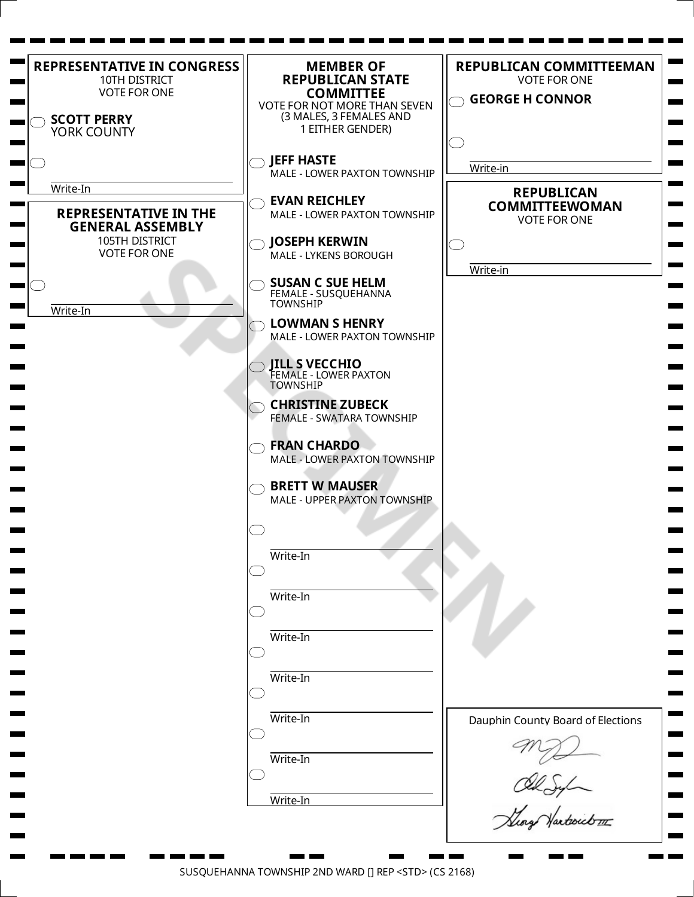## REPRESENTATIVE IN CONGRESS
10TH DISTRICT
VOTE FOR ONE

- SCOTT PERRY
  YORK COUNTY
- Write-In

## REPRESENTATIVE IN THE GENERAL ASSEMBLY
105TH DISTRICT
VOTE FOR ONE

- Write-In

## MEMBER OF REPUBLICAN STATE COMMITTEE
VOTE FOR NOT MORE THAN SEVEN
(3 MALES, 3 FEMALES AND 1 EITHER GENDER)

- JEFF HASTE
  MALE - LOWER PAXTON TOWNSHIP
- EVAN REICHLEY
  MALE - LOWER PAXTON TOWNSHIP
- JOSEPH KERWIN
  MALE - LYKENS BOROUGH
- SUSAN C SUE HELM
  FEMALE - SUSQUEHANNA TOWNSHIP
- LOWMAN S HENRY
  MALE - LOWER PAXTON TOWNSHIP
- JILL S VECCHIO
  FEMALE - LOWER PAXTON TOWNSHIP
- CHRISTINE ZUBECK
  FEMALE - SWATARA TOWNSHIP
- FRAN CHARDO
  MALE - LOWER PAXTON TOWNSHIP
- BRETT W MAUSER
  MALE - UPPER PAXTON TOWNSHIP
- Write-In
- Write-In
- Write-In
- Write-In
- Write-In
- Write-In
- Write-In

## REPUBLICAN COMMITTEEMAN
VOTE FOR ONE

- GEORGE H CONNOR
- Write-in

## REPUBLICAN COMMITTEEWOMAN
VOTE FOR ONE

- Write-in

SPECIMEN

Dauphin County Board of Elections

SUSQUEHANNA TOWNSHIP 2ND WARD [] REP <STD> (CS 2168)